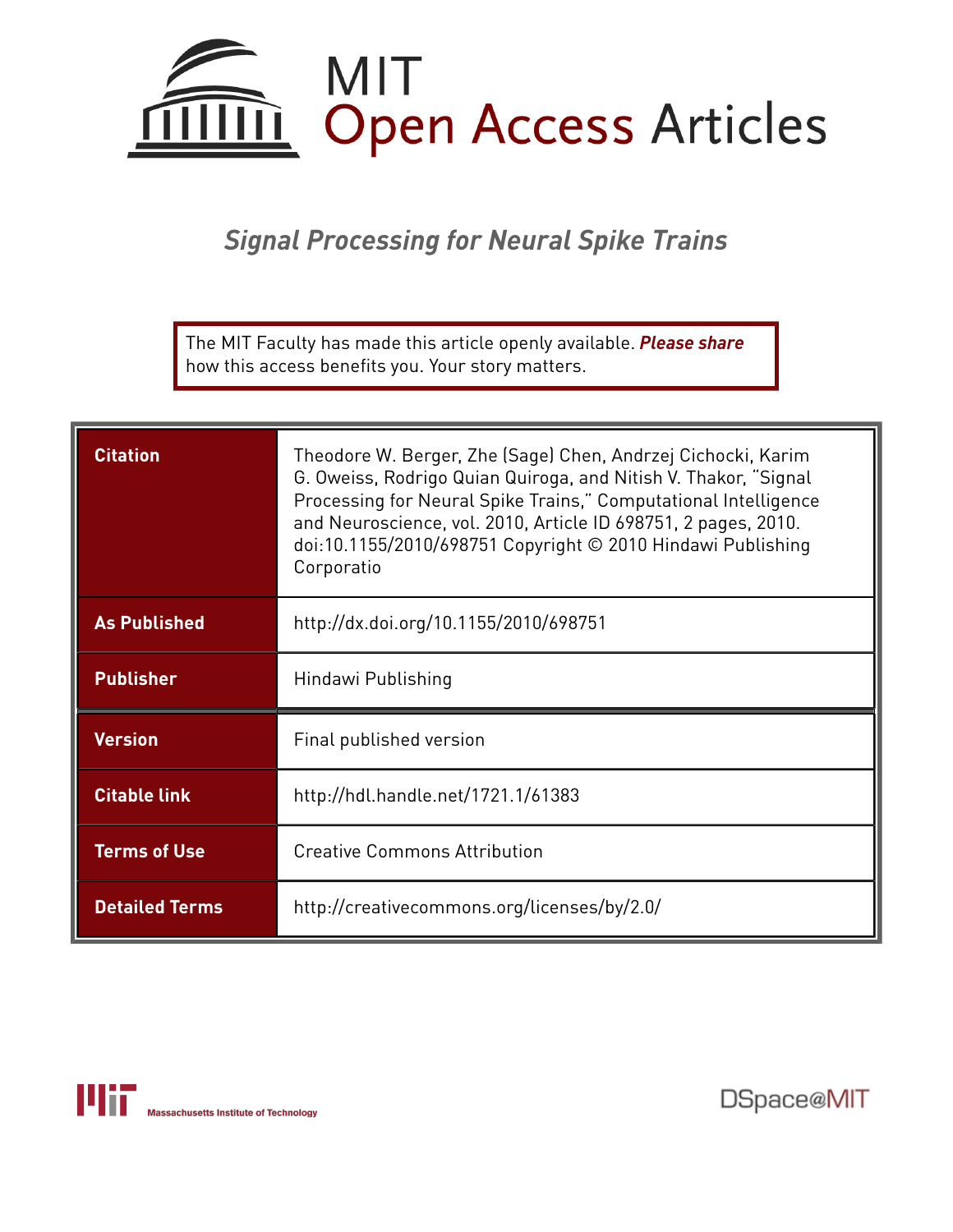# MIT Open Access Articles

## *Signal Processing for Neural Spike Trains*

The MIT Faculty has made this article openly available. ***Please share*** how this access benefits you. Your story matters.

| | |
|---|---|
| **Citation** | Theodore W. Berger, Zhe (Sage) Chen, Andrzej Cichocki, Karim G. Oweiss, Rodrigo Quian Quiroga, and Nitish V. Thakor, "Signal Processing for Neural Spike Trains," Computational Intelligence and Neuroscience, vol. 2010, Article ID 698751, 2 pages, 2010. doi:10.1155/2010/698751 Copyright © 2010 Hindawi Publishing Corporatio |
| **As Published** | http://dx.doi.org/10.1155/2010/698751 |
| **Publisher** | Hindawi Publishing |
| **Version** | Final published version |
| **Citable link** | http://hdl.handle.net/1721.1/61383 |
| **Terms of Use** | Creative Commons Attribution |
| **Detailed Terms** | http://creativecommons.org/licenses/by/2.0/ |

Massachusetts Institute of Technology

DSpace@MIT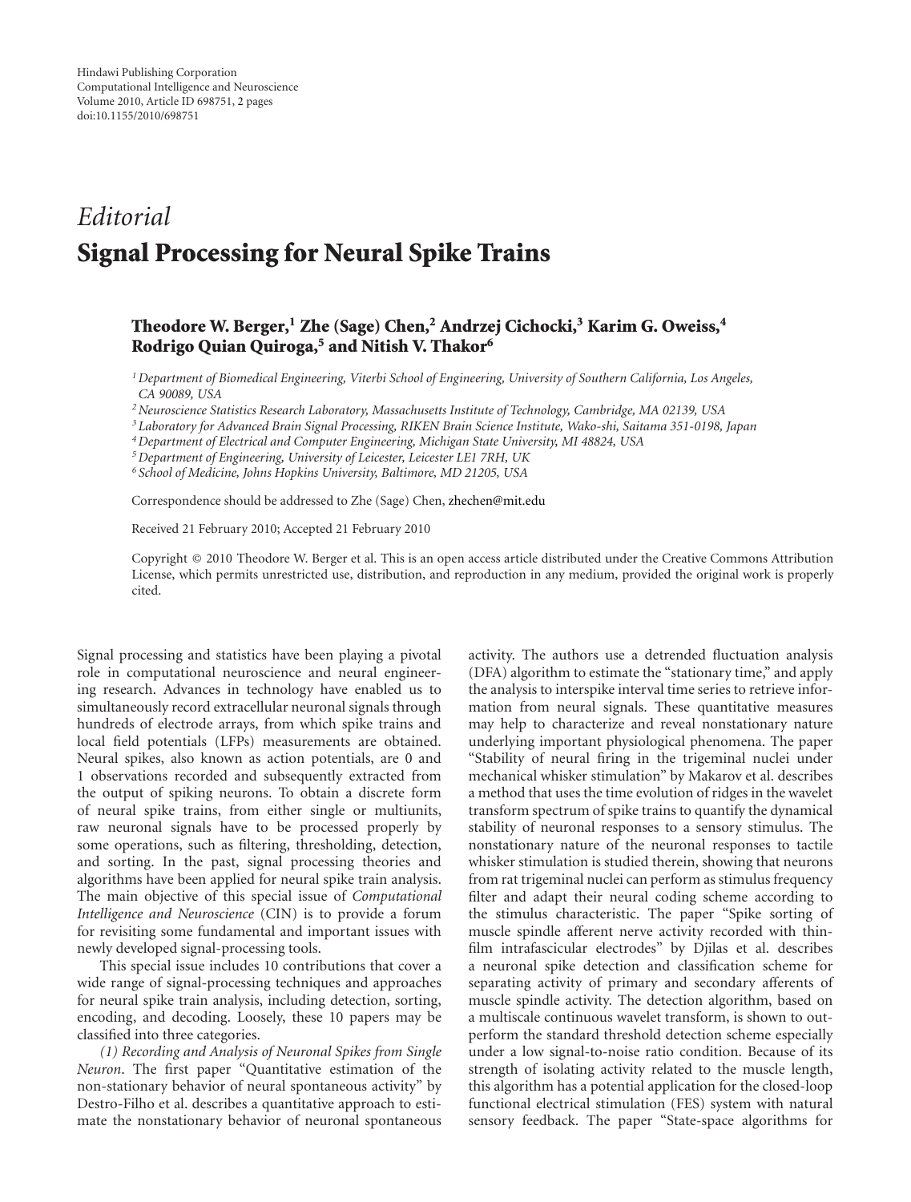*Editorial*

# Signal Processing for Neural Spike Trains

**Theodore W. Berger,[1] Zhe (Sage) Chen,[2] Andrzej Cichocki,[3] Karim G. Oweiss,[4] Rodrigo Quian Quiroga,[5] and Nitish V. Thakor[6]**

[1] *Department of Biomedical Engineering, Viterbi School of Engineering, University of Southern California, Los Angeles, CA 90089, USA*

[2] *Neuroscience Statistics Research Laboratory, Massachusetts Institute of Technology, Cambridge, MA 02139, USA*

[3] *Laboratory for Advanced Brain Signal Processing, RIKEN Brain Science Institute, Wako-shi, Saitama 351-0198, Japan*

[4] *Department of Electrical and Computer Engineering, Michigan State University, MI 48824, USA*

[5] *Department of Engineering, University of Leicester, Leicester LE1 7RH, UK*

[6] *School of Medicine, Johns Hopkins University, Baltimore, MD 21205, USA*

Correspondence should be addressed to Zhe (Sage) Chen, zhechen@mit.edu

Received 21 February 2010; Accepted 21 February 2010

Copyright © 2010 Theodore W. Berger et al. This is an open access article distributed under the Creative Commons Attribution License, which permits unrestricted use, distribution, and reproduction in any medium, provided the original work is properly cited.

Signal processing and statistics have been playing a pivotal role in computational neuroscience and neural engineering research. Advances in technology have enabled us to simultaneously record extracellular neuronal signals through hundreds of electrode arrays, from which spike trains and local field potentials (LFPs) measurements are obtained. Neural spikes, also known as action potentials, are 0 and 1 observations recorded and subsequently extracted from the output of spiking neurons. To obtain a discrete form of neural spike trains, from either single or multiunits, raw neuronal signals have to be processed properly by some operations, such as filtering, thresholding, detection, and sorting. In the past, signal processing theories and algorithms have been applied for neural spike train analysis. The main objective of this special issue of *Computational Intelligence and Neuroscience* (CIN) is to provide a forum for revisiting some fundamental and important issues with newly developed signal-processing tools.

This special issue includes 10 contributions that cover a wide range of signal-processing techniques and approaches for neural spike train analysis, including detection, sorting, encoding, and decoding. Loosely, these 10 papers may be classified into three categories.

*(1) Recording and Analysis of Neuronal Spikes from Single Neuron*. The first paper "Quantitative estimation of the non-stationary behavior of neural spontaneous activity" by Destro-Filho et al. describes a quantitative approach to estimate the nonstationary behavior of neuronal spontaneous activity. The authors use a detrended fluctuation analysis (DFA) algorithm to estimate the "stationary time," and apply the analysis to interspike interval time series to retrieve information from neural signals. These quantitative measures may help to characterize and reveal nonstationary nature underlying important physiological phenomena. The paper "Stability of neural firing in the trigeminal nuclei under mechanical whisker stimulation" by Makarov et al. describes a method that uses the time evolution of ridges in the wavelet transform spectrum of spike trains to quantify the dynamical stability of neuronal responses to a sensory stimulus. The nonstationary nature of the neuronal responses to tactile whisker stimulation is studied therein, showing that neurons from rat trigeminal nuclei can perform as stimulus frequency filter and adapt their neural coding scheme according to the stimulus characteristic. The paper "Spike sorting of muscle spindle afferent nerve activity recorded with thin-film intrafascicular electrodes" by Djilas et al. describes a neuronal spike detection and classification scheme for separating activity of primary and secondary afferents of muscle spindle activity. The detection algorithm, based on a multiscale continuous wavelet transform, is shown to outperform the standard threshold detection scheme especially under a low signal-to-noise ratio condition. Because of its strength of isolating activity related to the muscle length, this algorithm has a potential application for the closed-loop functional electrical stimulation (FES) system with natural sensory feedback. The paper "State-space algorithms for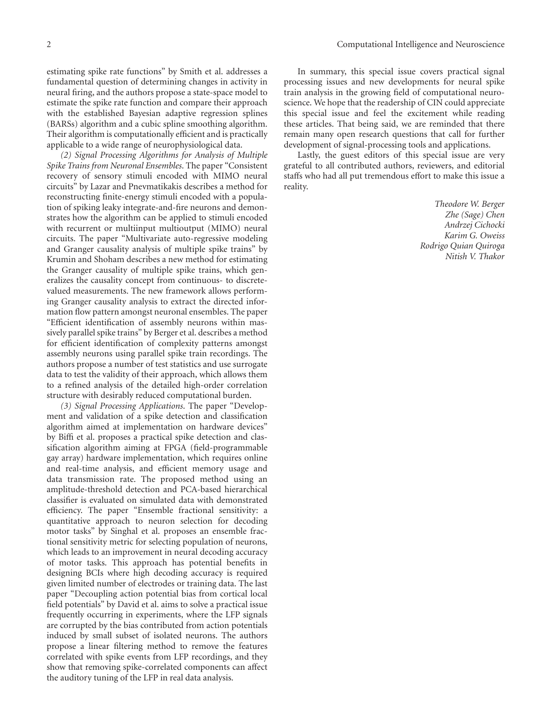estimating spike rate functions" by Smith et al. addresses a fundamental question of determining changes in activity in neural firing, and the authors propose a state-space model to estimate the spike rate function and compare their approach with the established Bayesian adaptive regression splines (BARSs) algorithm and a cubic spline smoothing algorithm. Their algorithm is computationally efficient and is practically applicable to a wide range of neurophysiological data.

*(2) Signal Processing Algorithms for Analysis of Multiple Spike Trains from Neuronal Ensembles.* The paper "Consistent recovery of sensory stimuli encoded with MIMO neural circuits" by Lazar and Pnevmatikakis describes a method for reconstructing finite-energy stimuli encoded with a population of spiking leaky integrate-and-fire neurons and demonstrates how the algorithm can be applied to stimuli encoded with recurrent or multiinput multioutput (MIMO) neural circuits. The paper "Multivariate auto-regressive modeling and Granger causality analysis of multiple spike trains" by Krumin and Shoham describes a new method for estimating the Granger causality of multiple spike trains, which generalizes the causality concept from continuous- to discrete-valued measurements. The new framework allows performing Granger causality analysis to extract the directed information flow pattern amongst neuronal ensembles. The paper "Efficient identification of assembly neurons within massively parallel spike trains" by Berger et al. describes a method for efficient identification of complexity patterns amongst assembly neurons using parallel spike train recordings. The authors propose a number of test statistics and use surrogate data to test the validity of their approach, which allows them to a refined analysis of the detailed high-order correlation structure with desirably reduced computational burden.

*(3) Signal Processing Applications.* The paper "Development and validation of a spike detection and classification algorithm aimed at implementation on hardware devices" by Biffi et al. proposes a practical spike detection and classification algorithm aiming at FPGA (field-programmable gay array) hardware implementation, which requires online and real-time analysis, and efficient memory usage and data transmission rate. The proposed method using an amplitude-threshold detection and PCA-based hierarchical classifier is evaluated on simulated data with demonstrated efficiency. The paper "Ensemble fractional sensitivity: a quantitative approach to neuron selection for decoding motor tasks" by Singhal et al. proposes an ensemble fractional sensitivity metric for selecting population of neurons, which leads to an improvement in neural decoding accuracy of motor tasks. This approach has potential benefits in designing BCIs where high decoding accuracy is required given limited number of electrodes or training data. The last paper "Decoupling action potential bias from cortical local field potentials" by David et al. aims to solve a practical issue frequently occurring in experiments, where the LFP signals are corrupted by the bias contributed from action potentials induced by small subset of isolated neurons. The authors propose a linear filtering method to remove the features correlated with spike events from LFP recordings, and they show that removing spike-correlated components can affect the auditory tuning of the LFP in real data analysis.

In summary, this special issue covers practical signal processing issues and new developments for neural spike train analysis in the growing field of computational neuroscience. We hope that the readership of CIN could appreciate this special issue and feel the excitement while reading these articles. That being said, we are reminded that there remain many open research questions that call for further development of signal-processing tools and applications.

Lastly, the guest editors of this special issue are very grateful to all contributed authors, reviewers, and editorial staffs who had all put tremendous effort to make this issue a reality.

*Theodore W. Berger*
*Zhe (Sage) Chen*
*Andrzej Cichocki*
*Karim G. Oweiss*
*Rodrigo Quian Quiroga*
*Nitish V. Thakor*